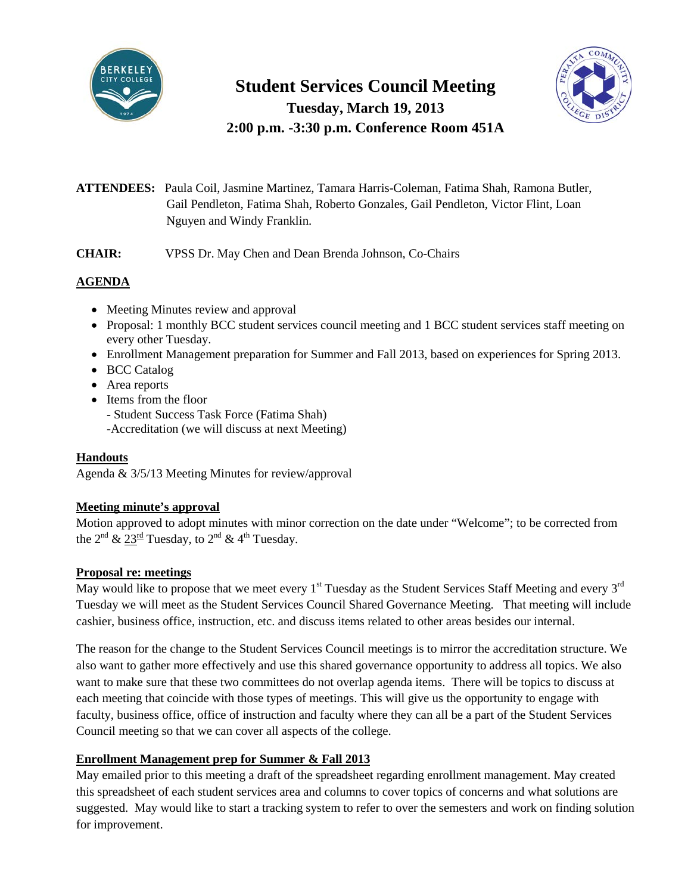# Student Services Council Meeting

**Tuesday, March 19, 2013**

**2:00 p.m. -3:30 p.m. Conference Room 451A**

**ATTENDEES:** Paula Coil, Jasmine Martinez, Tamara Harris-Coleman, Fatima Shah, Ramona Butler, Gail Pendleton, Fatima Shah, Roberto Gonzales, Gail Pendleton, Victor Flint, Loan Nguyen and Windy Franklin.

**CHAIR:** VPSS Dr. May Chen and Dean Brenda Johnson, Co-Chairs

## AGENDA

- Meeting Minutes review and approval
- Proposal: 1 monthly BCC student services council meeting and 1 BCC student services staff meeting on every other Tuesday.
- Enrollment Management preparation for Summer and Fall 2013, based on experiences for Spring 2013.
- BCC Catalog
- Area reports
- Items from the floor
  - Student Success Task Force (Fatima Shah)
  - Accreditation (we will discuss at next Meeting)

## Handouts

Agenda & 3/5/13 Meeting Minutes for review/approval

## Meeting minute's approval

Motion approved to adopt minutes with minor correction on the date under "Welcome"; to be corrected from the 2nd & 23rd Tuesday, to 2nd & 4th Tuesday.

## Proposal re: meetings

May would like to propose that we meet every 1st Tuesday as the Student Services Staff Meeting and every 3rd Tuesday we will meet as the Student Services Council Shared Governance Meeting. That meeting will include cashier, business office, instruction, etc. and discuss items related to other areas besides our internal.

The reason for the change to the Student Services Council meetings is to mirror the accreditation structure. We also want to gather more effectively and use this shared governance opportunity to address all topics. We also want to make sure that these two committees do not overlap agenda items. There will be topics to discuss at each meeting that coincide with those types of meetings. This will give us the opportunity to engage with faculty, business office, office of instruction and faculty where they can all be a part of the Student Services Council meeting so that we can cover all aspects of the college.

## Enrollment Management prep for Summer & Fall 2013

May emailed prior to this meeting a draft of the spreadsheet regarding enrollment management. May created this spreadsheet of each student services area and columns to cover topics of concerns and what solutions are suggested. May would like to start a tracking system to refer to over the semesters and work on finding solution for improvement.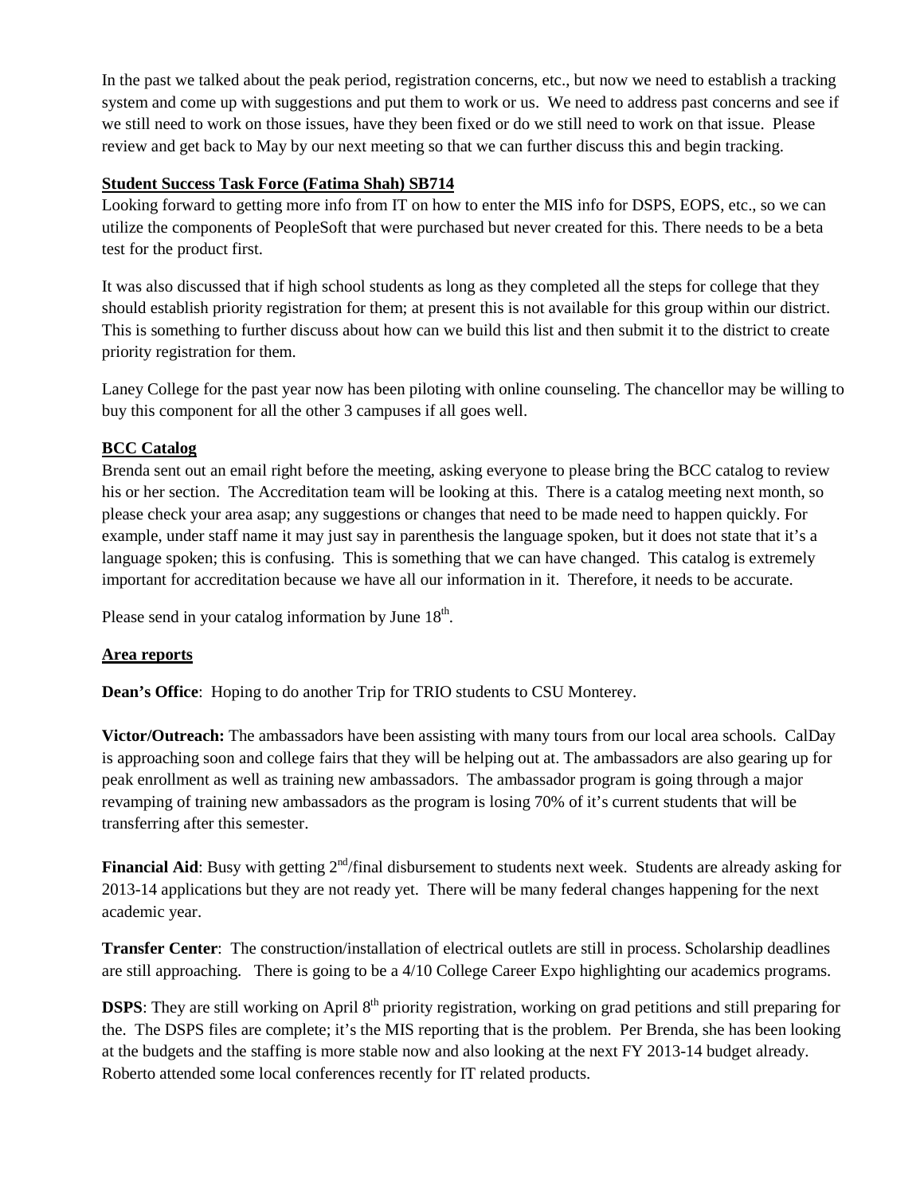In the past we talked about the peak period, registration concerns, etc., but now we need to establish a tracking system and come up with suggestions and put them to work or us. We need to address past concerns and see if we still need to work on those issues, have they been fixed or do we still need to work on that issue. Please review and get back to May by our next meeting so that we can further discuss this and begin tracking.

**Student Success Task Force (Fatima Shah) SB714**

Looking forward to getting more info from IT on how to enter the MIS info for DSPS, EOPS, etc., so we can utilize the components of PeopleSoft that were purchased but never created for this. There needs to be a beta test for the product first.

It was also discussed that if high school students as long as they completed all the steps for college that they should establish priority registration for them; at present this is not available for this group within our district. This is something to further discuss about how can we build this list and then submit it to the district to create priority registration for them.

Laney College for the past year now has been piloting with online counseling. The chancellor may be willing to buy this component for all the other 3 campuses if all goes well.

**BCC Catalog**

Brenda sent out an email right before the meeting, asking everyone to please bring the BCC catalog to review his or her section. The Accreditation team will be looking at this. There is a catalog meeting next month, so please check your area asap; any suggestions or changes that need to be made need to happen quickly. For example, under staff name it may just say in parenthesis the language spoken, but it does not state that it's a language spoken; this is confusing. This is something that we can have changed. This catalog is extremely important for accreditation because we have all our information in it. Therefore, it needs to be accurate.

Please send in your catalog information by June 18th.

**Area reports**

**Dean's Office**: Hoping to do another Trip for TRIO students to CSU Monterey.

**Victor/Outreach:** The ambassadors have been assisting with many tours from our local area schools. CalDay is approaching soon and college fairs that they will be helping out at. The ambassadors are also gearing up for peak enrollment as well as training new ambassadors. The ambassador program is going through a major revamping of training new ambassadors as the program is losing 70% of it's current students that will be transferring after this semester.

**Financial Aid**: Busy with getting 2nd/final disbursement to students next week. Students are already asking for 2013-14 applications but they are not ready yet. There will be many federal changes happening for the next academic year.

**Transfer Center**: The construction/installation of electrical outlets are still in process. Scholarship deadlines are still approaching. There is going to be a 4/10 College Career Expo highlighting our academics programs.

**DSPS**: They are still working on April 8th priority registration, working on grad petitions and still preparing for the. The DSPS files are complete; it's the MIS reporting that is the problem. Per Brenda, she has been looking at the budgets and the staffing is more stable now and also looking at the next FY 2013-14 budget already. Roberto attended some local conferences recently for IT related products.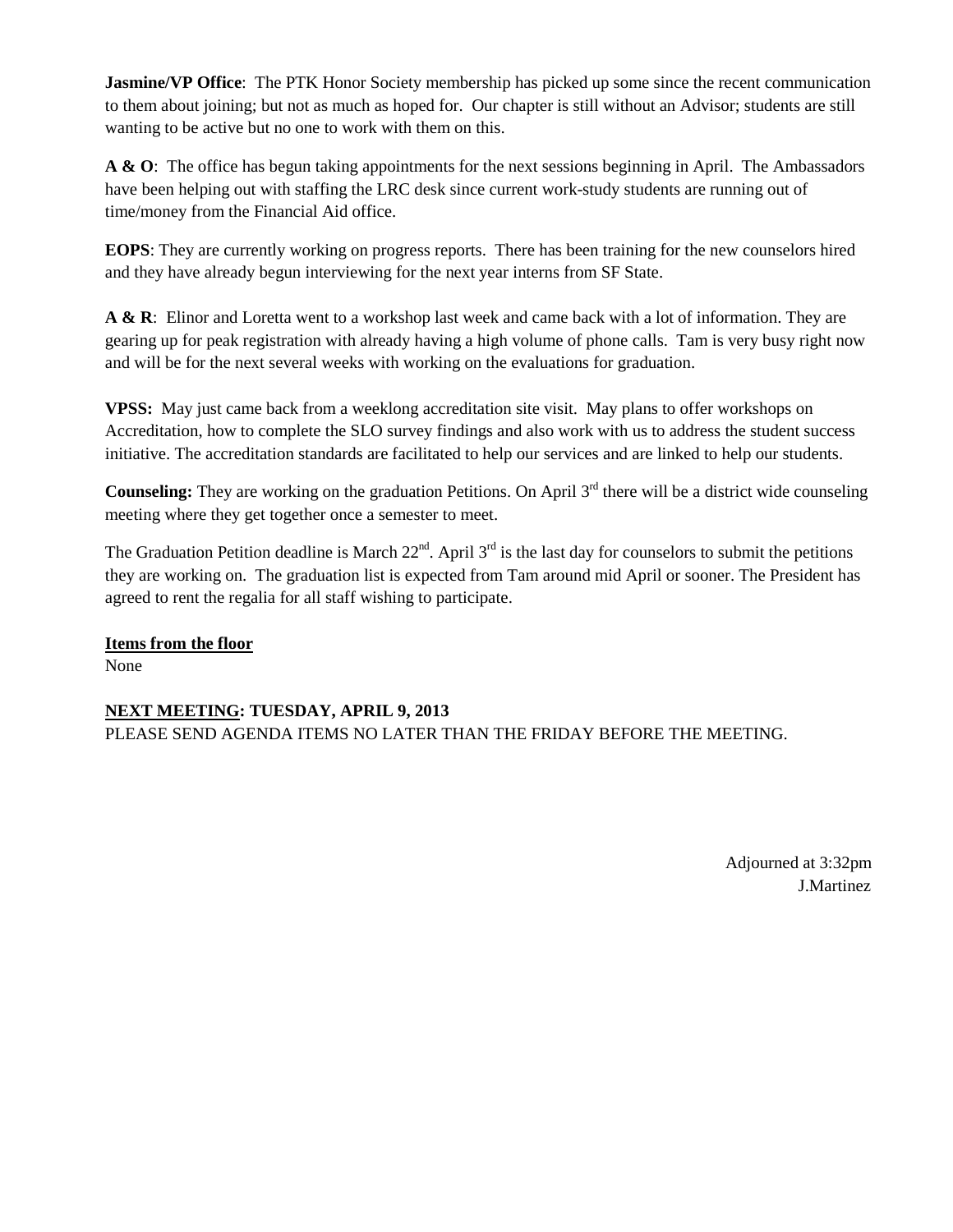**Jasmine/VP Office**: The PTK Honor Society membership has picked up some since the recent communication to them about joining; but not as much as hoped for. Our chapter is still without an Advisor; students are still wanting to be active but no one to work with them on this.

**A & O**: The office has begun taking appointments for the next sessions beginning in April. The Ambassadors have been helping out with staffing the LRC desk since current work-study students are running out of time/money from the Financial Aid office.

**EOPS**: They are currently working on progress reports. There has been training for the new counselors hired and they have already begun interviewing for the next year interns from SF State.

**A & R**: Elinor and Loretta went to a workshop last week and came back with a lot of information. They are gearing up for peak registration with already having a high volume of phone calls. Tam is very busy right now and will be for the next several weeks with working on the evaluations for graduation.

**VPSS:** May just came back from a weeklong accreditation site visit. May plans to offer workshops on Accreditation, how to complete the SLO survey findings and also work with us to address the student success initiative. The accreditation standards are facilitated to help our services and are linked to help our students.

**Counseling:** They are working on the graduation Petitions. On April 3rd there will be a district wide counseling meeting where they get together once a semester to meet.

The Graduation Petition deadline is March 22nd. April 3rd is the last day for counselors to submit the petitions they are working on. The graduation list is expected from Tam around mid April or sooner. The President has agreed to rent the regalia for all staff wishing to participate.

**Items from the floor**

None

**NEXT MEETING: TUESDAY, APRIL 9, 2013**

PLEASE SEND AGENDA ITEMS NO LATER THAN THE FRIDAY BEFORE THE MEETING.

Adjourned at 3:32pm

J.Martinez